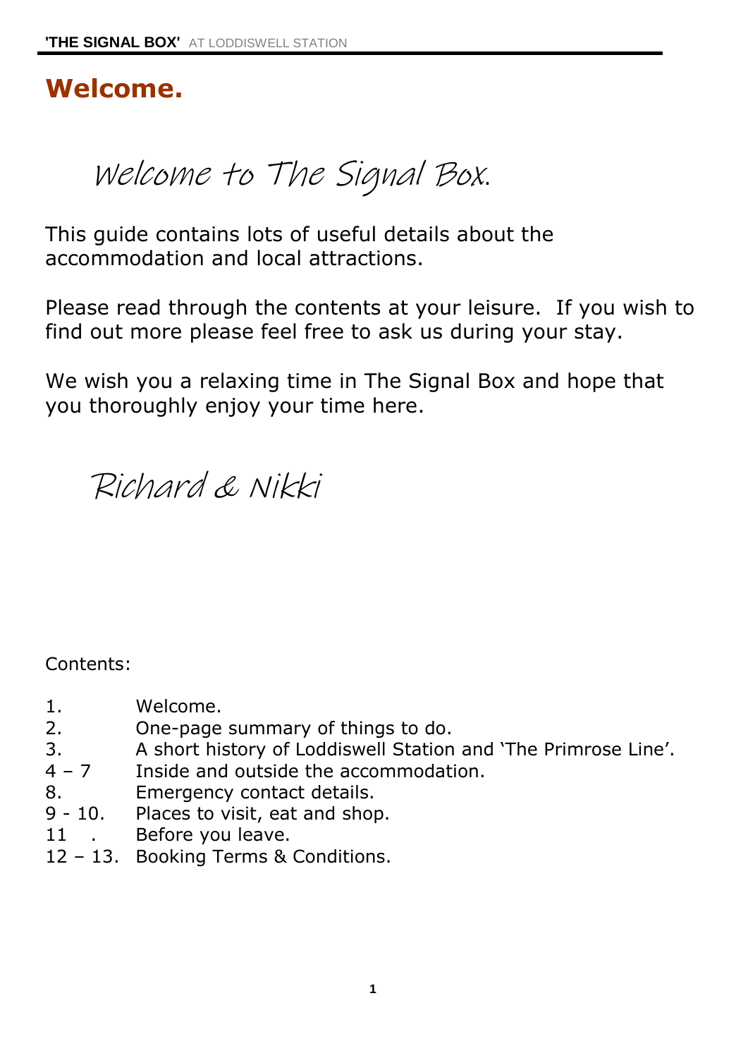# Welcome.

*Welcome to The Signal Box.*

This guide contains lots of useful details about the accommodation and local attractions.

Please read through the contents at your leisure. If you wish to find out more please feel free to ask us during your stay.

We wish you a relaxing time in The Signal Box and hope that you thoroughly enjoy your time here.

*Richard & Nikki*

Contents:

| | |
|---|---|
| 1. | Welcome. |
| 2. | One-page summary of things to do. |
| 3. | A short history of Loddiswell Station and 'The Primrose Line'. |
| 4 – 7 | Inside and outside the accommodation. |
| 8. | Emergency contact details. |
| 9 - 10. | Places to visit, eat and shop. |
| 11 . | Before you leave. |
| 12 – 13. | Booking Terms & Conditions. |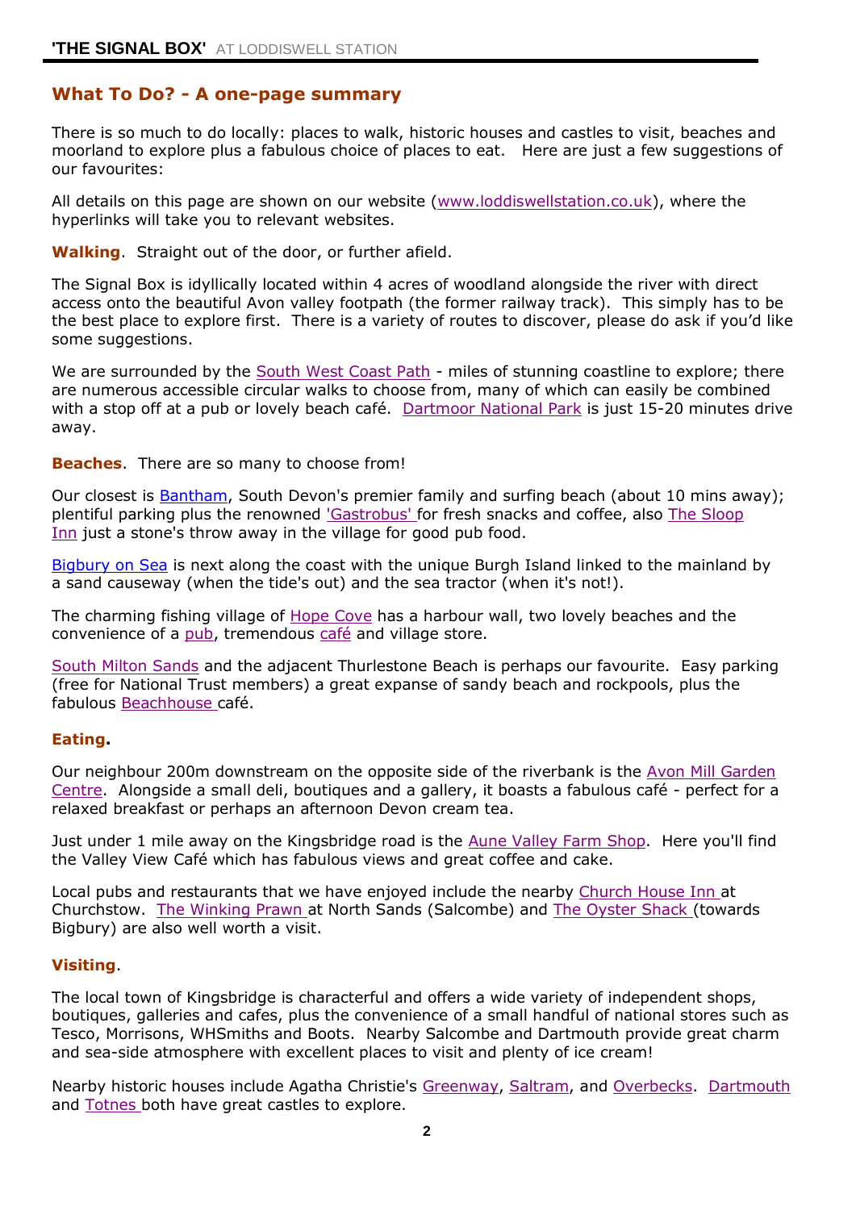## What To Do? - A one-page summary

There is so much to do locally: places to walk, historic houses and castles to visit, beaches and moorland to explore plus a fabulous choice of places to eat. Here are just a few suggestions of our favourites:

All details on this page are shown on our website (www.loddiswellstation.co.uk), where the hyperlinks will take you to relevant websites.

**Walking**. Straight out of the door, or further afield.

The Signal Box is idyllically located within 4 acres of woodland alongside the river with direct access onto the beautiful Avon valley footpath (the former railway track). This simply has to be the best place to explore first. There is a variety of routes to discover, please do ask if you'd like some suggestions.

We are surrounded by the South West Coast Path - miles of stunning coastline to explore; there are numerous accessible circular walks to choose from, many of which can easily be combined with a stop off at a pub or lovely beach café. Dartmoor National Park is just 15-20 minutes drive away.

**Beaches**. There are so many to choose from!

Our closest is Bantham, South Devon's premier family and surfing beach (about 10 mins away); plentiful parking plus the renowned 'Gastrobus' for fresh snacks and coffee, also The Sloop Inn just a stone's throw away in the village for good pub food.

Bigbury on Sea is next along the coast with the unique Burgh Island linked to the mainland by a sand causeway (when the tide's out) and the sea tractor (when it's not!).

The charming fishing village of Hope Cove has a harbour wall, two lovely beaches and the convenience of a pub, tremendous café and village store.

South Milton Sands and the adjacent Thurlestone Beach is perhaps our favourite. Easy parking (free for National Trust members) a great expanse of sandy beach and rockpools, plus the fabulous Beachhouse café.

**Eating.**

Our neighbour 200m downstream on the opposite side of the riverbank is the Avon Mill Garden Centre. Alongside a small deli, boutiques and a gallery, it boasts a fabulous café - perfect for a relaxed breakfast or perhaps an afternoon Devon cream tea.

Just under 1 mile away on the Kingsbridge road is the Aune Valley Farm Shop. Here you'll find the Valley View Café which has fabulous views and great coffee and cake.

Local pubs and restaurants that we have enjoyed include the nearby Church House Inn at Churchstow. The Winking Prawn at North Sands (Salcombe) and The Oyster Shack (towards Bigbury) are also well worth a visit.

**Visiting**.

The local town of Kingsbridge is characterful and offers a wide variety of independent shops, boutiques, galleries and cafes, plus the convenience of a small handful of national stores such as Tesco, Morrisons, WHSmiths and Boots. Nearby Salcombe and Dartmouth provide great charm and sea-side atmosphere with excellent places to visit and plenty of ice cream!

Nearby historic houses include Agatha Christie's Greenway, Saltram, and Overbecks. Dartmouth and Totnes both have great castles to explore.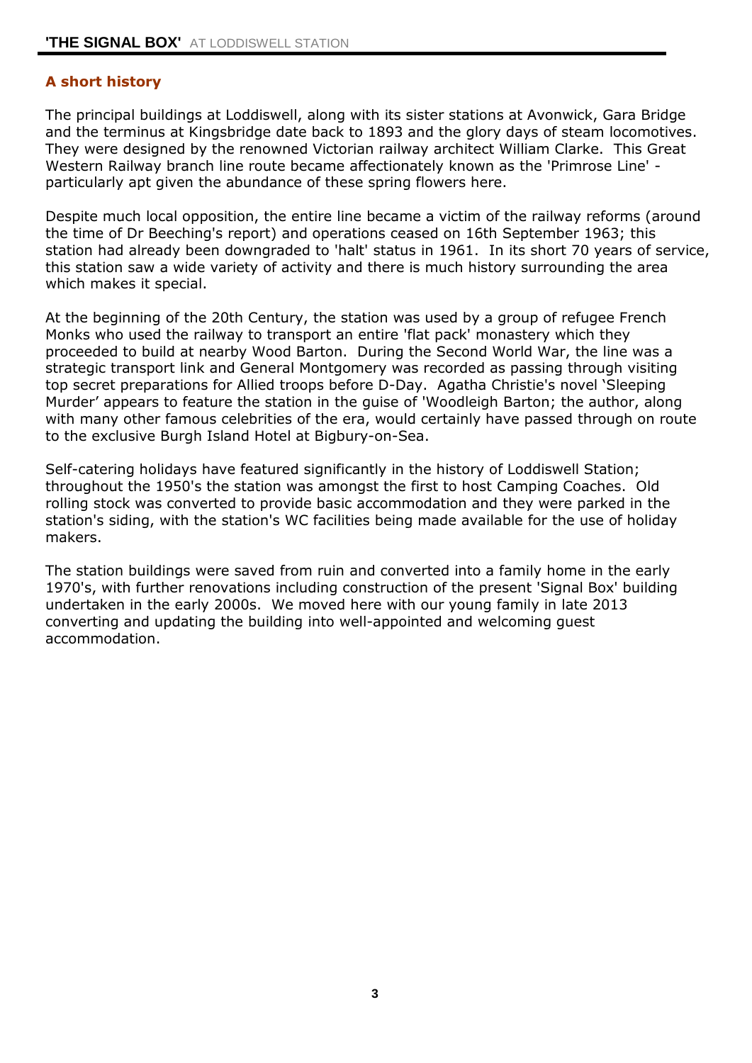## A short history

The principal buildings at Loddiswell, along with its sister stations at Avonwick, Gara Bridge and the terminus at Kingsbridge date back to 1893 and the glory days of steam locomotives. They were designed by the renowned Victorian railway architect William Clarke. This Great Western Railway branch line route became affectionately known as the 'Primrose Line' - particularly apt given the abundance of these spring flowers here.

Despite much local opposition, the entire line became a victim of the railway reforms (around the time of Dr Beeching's report) and operations ceased on 16th September 1963; this station had already been downgraded to 'halt' status in 1961. In its short 70 years of service, this station saw a wide variety of activity and there is much history surrounding the area which makes it special.

At the beginning of the 20th Century, the station was used by a group of refugee French Monks who used the railway to transport an entire 'flat pack' monastery which they proceeded to build at nearby Wood Barton. During the Second World War, the line was a strategic transport link and General Montgomery was recorded as passing through visiting top secret preparations for Allied troops before D-Day. Agatha Christie's novel 'Sleeping Murder' appears to feature the station in the guise of 'Woodleigh Barton; the author, along with many other famous celebrities of the era, would certainly have passed through on route to the exclusive Burgh Island Hotel at Bigbury-on-Sea.

Self-catering holidays have featured significantly in the history of Loddiswell Station; throughout the 1950's the station was amongst the first to host Camping Coaches. Old rolling stock was converted to provide basic accommodation and they were parked in the station's siding, with the station's WC facilities being made available for the use of holiday makers.

The station buildings were saved from ruin and converted into a family home in the early 1970's, with further renovations including construction of the present 'Signal Box' building undertaken in the early 2000s. We moved here with our young family in late 2013 converting and updating the building into well-appointed and welcoming guest accommodation.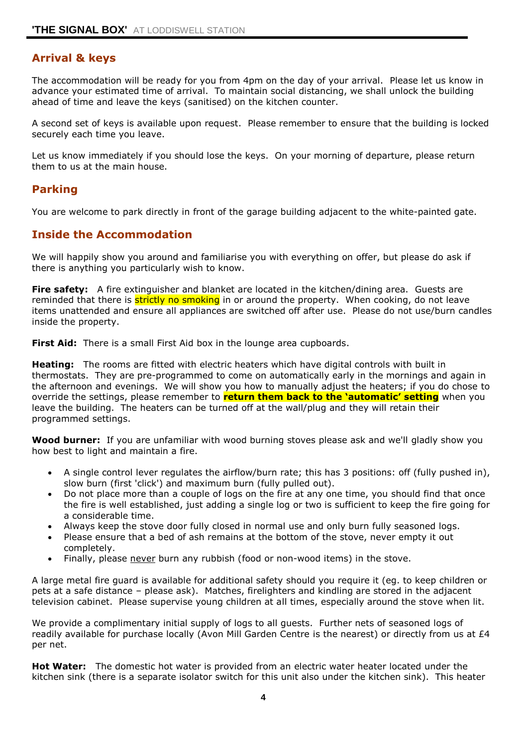## Arrival & keys

The accommodation will be ready for you from 4pm on the day of your arrival. Please let us know in advance your estimated time of arrival. To maintain social distancing, we shall unlock the building ahead of time and leave the keys (sanitised) on the kitchen counter.

A second set of keys is available upon request. Please remember to ensure that the building is locked securely each time you leave.

Let us know immediately if you should lose the keys. On your morning of departure, please return them to us at the main house.

## Parking

You are welcome to park directly in front of the garage building adjacent to the white-painted gate.

## Inside the Accommodation

We will happily show you around and familiarise you with everything on offer, but please do ask if there is anything you particularly wish to know.

**Fire safety:** A fire extinguisher and blanket are located in the kitchen/dining area. Guests are reminded that there is strictly no smoking in or around the property. When cooking, do not leave items unattended and ensure all appliances are switched off after use. Please do not use/burn candles inside the property.

**First Aid:** There is a small First Aid box in the lounge area cupboards.

**Heating:** The rooms are fitted with electric heaters which have digital controls with built in thermostats. They are pre-programmed to come on automatically early in the mornings and again in the afternoon and evenings. We will show you how to manually adjust the heaters; if you do chose to override the settings, please remember to **return them back to the 'automatic' setting** when you leave the building. The heaters can be turned off at the wall/plug and they will retain their programmed settings.

**Wood burner:** If you are unfamiliar with wood burning stoves please ask and we'll gladly show you how best to light and maintain a fire.

- A single control lever regulates the airflow/burn rate; this has 3 positions: off (fully pushed in), slow burn (first 'click') and maximum burn (fully pulled out).
- Do not place more than a couple of logs on the fire at any one time, you should find that once the fire is well established, just adding a single log or two is sufficient to keep the fire going for a considerable time.
- Always keep the stove door fully closed in normal use and only burn fully seasoned logs.
- Please ensure that a bed of ash remains at the bottom of the stove, never empty it out completely.
- Finally, please never burn any rubbish (food or non-wood items) in the stove.

A large metal fire guard is available for additional safety should you require it (eg. to keep children or pets at a safe distance – please ask). Matches, firelighters and kindling are stored in the adjacent television cabinet. Please supervise young children at all times, especially around the stove when lit.

We provide a complimentary initial supply of logs to all guests. Further nets of seasoned logs of readily available for purchase locally (Avon Mill Garden Centre is the nearest) or directly from us at £4 per net.

**Hot Water:** The domestic hot water is provided from an electric water heater located under the kitchen sink (there is a separate isolator switch for this unit also under the kitchen sink). This heater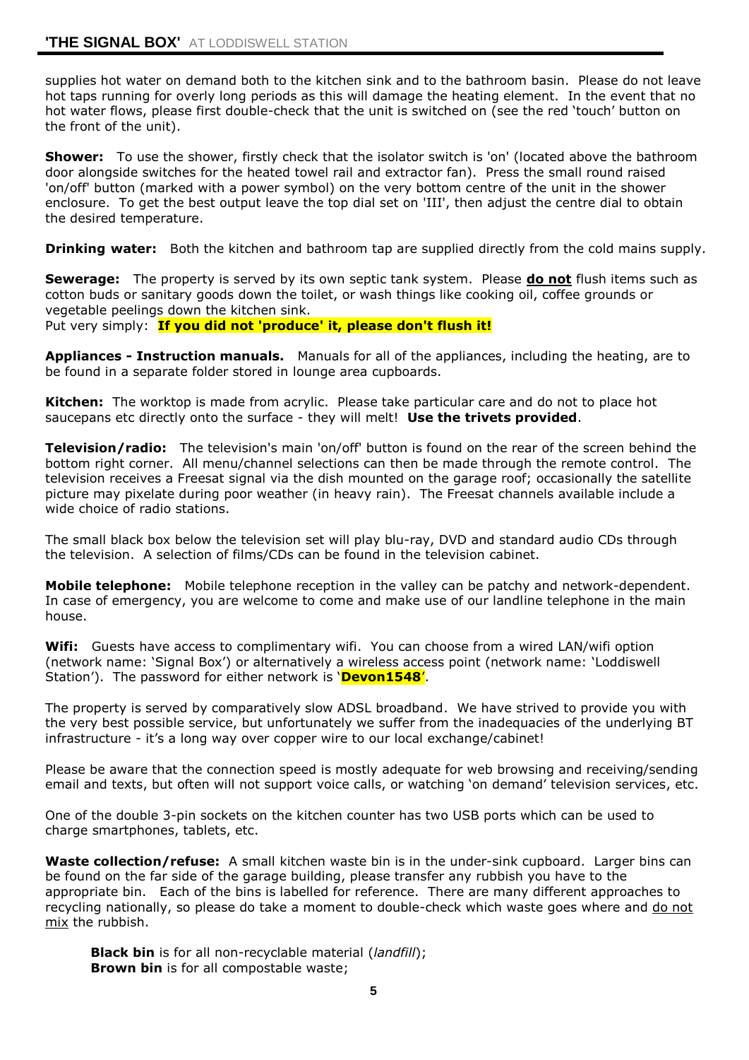supplies hot water on demand both to the kitchen sink and to the bathroom basin. Please do not leave hot taps running for overly long periods as this will damage the heating element. In the event that no hot water flows, please first double-check that the unit is switched on (see the red 'touch' button on the front of the unit).

**Shower:** To use the shower, firstly check that the isolator switch is 'on' (located above the bathroom door alongside switches for the heated towel rail and extractor fan). Press the small round raised 'on/off' button (marked with a power symbol) on the very bottom centre of the unit in the shower enclosure. To get the best output leave the top dial set on 'III', then adjust the centre dial to obtain the desired temperature.

**Drinking water:** Both the kitchen and bathroom tap are supplied directly from the cold mains supply.

**Sewerage:** The property is served by its own septic tank system. Please **do not** flush items such as cotton buds or sanitary goods down the toilet, or wash things like cooking oil, coffee grounds or vegetable peelings down the kitchen sink.
Put very simply: **If you did not 'produce' it, please don't flush it!**

**Appliances - Instruction manuals.** Manuals for all of the appliances, including the heating, are to be found in a separate folder stored in lounge area cupboards.

**Kitchen:** The worktop is made from acrylic. Please take particular care and do not to place hot saucepans etc directly onto the surface - they will melt! **Use the trivets provided**.

**Television/radio:** The television's main 'on/off' button is found on the rear of the screen behind the bottom right corner. All menu/channel selections can then be made through the remote control. The television receives a Freesat signal via the dish mounted on the garage roof; occasionally the satellite picture may pixelate during poor weather (in heavy rain). The Freesat channels available include a wide choice of radio stations.

The small black box below the television set will play blu-ray, DVD and standard audio CDs through the television. A selection of films/CDs can be found in the television cabinet.

**Mobile telephone:** Mobile telephone reception in the valley can be patchy and network-dependent. In case of emergency, you are welcome to come and make use of our landline telephone in the main house.

**Wifi:** Guests have access to complimentary wifi. You can choose from a wired LAN/wifi option (network name: 'Signal Box') or alternatively a wireless access point (network name: 'Loddiswell Station'). The password for either network is '**Devon1548**'.

The property is served by comparatively slow ADSL broadband. We have strived to provide you with the very best possible service, but unfortunately we suffer from the inadequacies of the underlying BT infrastructure - it's a long way over copper wire to our local exchange/cabinet!

Please be aware that the connection speed is mostly adequate for web browsing and receiving/sending email and texts, but often will not support voice calls, or watching 'on demand' television services, etc.

One of the double 3-pin sockets on the kitchen counter has two USB ports which can be used to charge smartphones, tablets, etc.

**Waste collection/refuse:** A small kitchen waste bin is in the under-sink cupboard. Larger bins can be found on the far side of the garage building, please transfer any rubbish you have to the appropriate bin. Each of the bins is labelled for reference. There are many different approaches to recycling nationally, so please do take a moment to double-check which waste goes where and do not mix the rubbish.

**Black bin** is for all non-recyclable material (*landfill*);
**Brown bin** is for all compostable waste;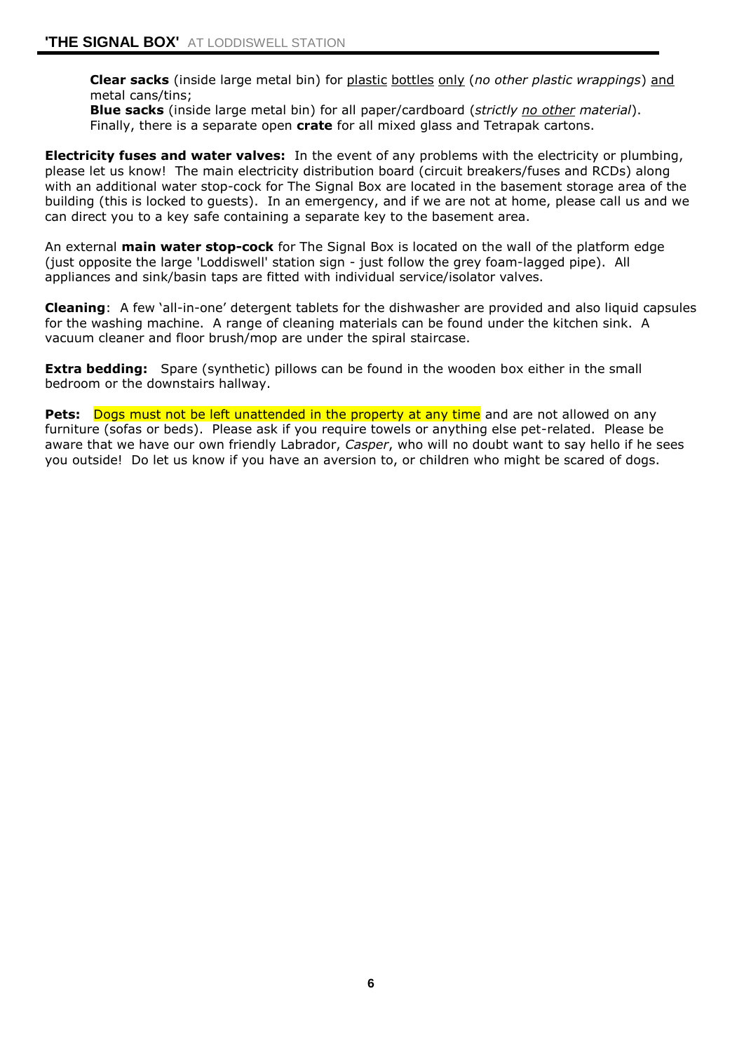**Clear sacks** (inside large metal bin) for plastic bottles only (*no other plastic wrappings*) and metal cans/tins;
**Blue sacks** (inside large metal bin) for all paper/cardboard (*strictly no other material*).
Finally, there is a separate open **crate** for all mixed glass and Tetrapak cartons.

**Electricity fuses and water valves:** In the event of any problems with the electricity or plumbing, please let us know! The main electricity distribution board (circuit breakers/fuses and RCDs) along with an additional water stop-cock for The Signal Box are located in the basement storage area of the building (this is locked to guests). In an emergency, and if we are not at home, please call us and we can direct you to a key safe containing a separate key to the basement area.

An external **main water stop-cock** for The Signal Box is located on the wall of the platform edge (just opposite the large 'Loddiswell' station sign - just follow the grey foam-lagged pipe). All appliances and sink/basin taps are fitted with individual service/isolator valves.

**Cleaning**: A few 'all-in-one' detergent tablets for the dishwasher are provided and also liquid capsules for the washing machine. A range of cleaning materials can be found under the kitchen sink. A vacuum cleaner and floor brush/mop are under the spiral staircase.

**Extra bedding:** Spare (synthetic) pillows can be found in the wooden box either in the small bedroom or the downstairs hallway.

**Pets:** Dogs must not be left unattended in the property at any time and are not allowed on any furniture (sofas or beds). Please ask if you require towels or anything else pet-related. Please be aware that we have our own friendly Labrador, *Casper*, who will no doubt want to say hello if he sees you outside! Do let us know if you have an aversion to, or children who might be scared of dogs.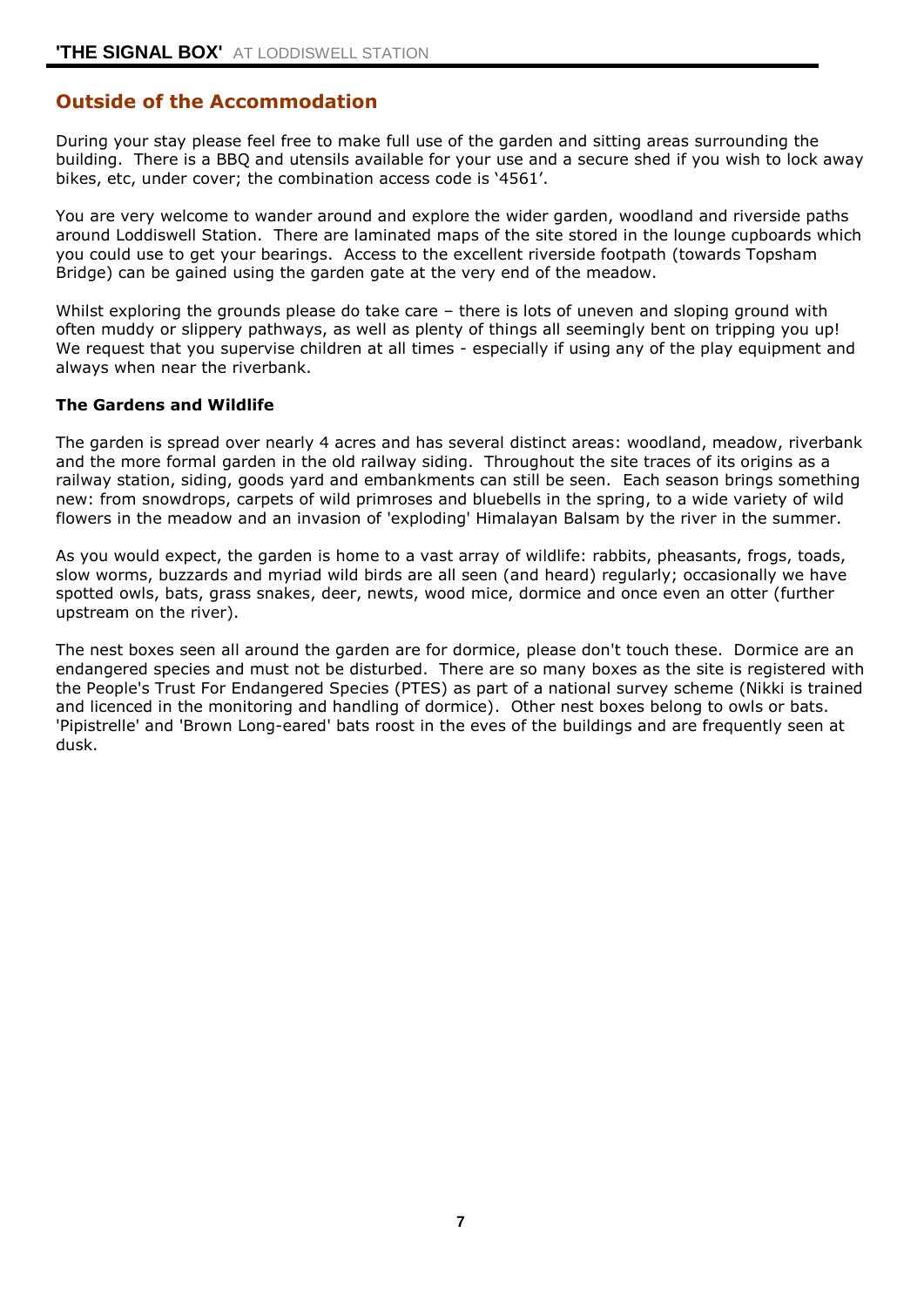## Outside of the Accommodation

During your stay please feel free to make full use of the garden and sitting areas surrounding the building. There is a BBQ and utensils available for your use and a secure shed if you wish to lock away bikes, etc, under cover; the combination access code is '4561'.

You are very welcome to wander around and explore the wider garden, woodland and riverside paths around Loddiswell Station. There are laminated maps of the site stored in the lounge cupboards which you could use to get your bearings. Access to the excellent riverside footpath (towards Topsham Bridge) can be gained using the garden gate at the very end of the meadow.

Whilst exploring the grounds please do take care – there is lots of uneven and sloping ground with often muddy or slippery pathways, as well as plenty of things all seemingly bent on tripping you up! We request that you supervise children at all times - especially if using any of the play equipment and always when near the riverbank.

### The Gardens and Wildlife

The garden is spread over nearly 4 acres and has several distinct areas: woodland, meadow, riverbank and the more formal garden in the old railway siding. Throughout the site traces of its origins as a railway station, siding, goods yard and embankments can still be seen. Each season brings something new: from snowdrops, carpets of wild primroses and bluebells in the spring, to a wide variety of wild flowers in the meadow and an invasion of 'exploding' Himalayan Balsam by the river in the summer.

As you would expect, the garden is home to a vast array of wildlife: rabbits, pheasants, frogs, toads, slow worms, buzzards and myriad wild birds are all seen (and heard) regularly; occasionally we have spotted owls, bats, grass snakes, deer, newts, wood mice, dormice and once even an otter (further upstream on the river).

The nest boxes seen all around the garden are for dormice, please don't touch these. Dormice are an endangered species and must not be disturbed. There are so many boxes as the site is registered with the People's Trust For Endangered Species (PTES) as part of a national survey scheme (Nikki is trained and licenced in the monitoring and handling of dormice). Other nest boxes belong to owls or bats. 'Pipistrelle' and 'Brown Long-eared' bats roost in the eves of the buildings and are frequently seen at dusk.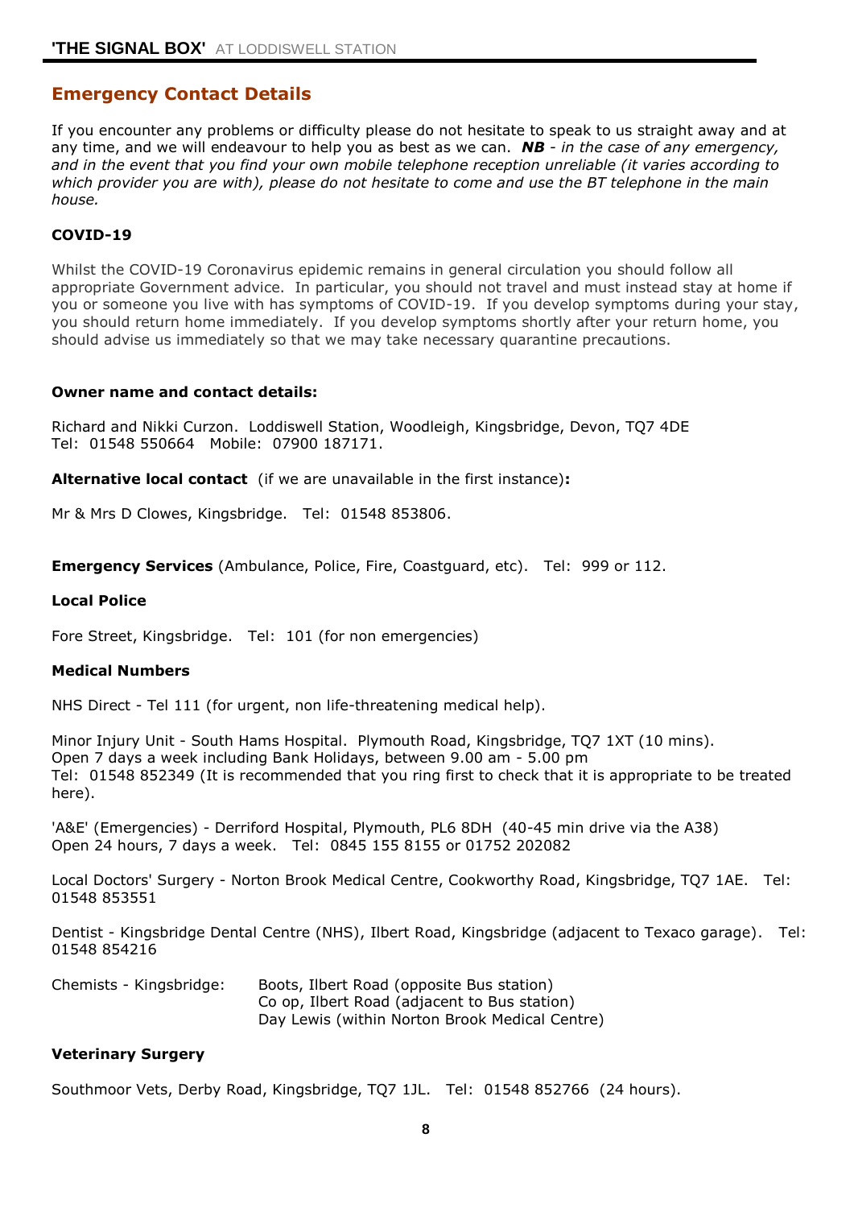## Emergency Contact Details

If you encounter any problems or difficulty please do not hesitate to speak to us straight away and at any time, and we will endeavour to help you as best as we can. ***NB*** *- in the case of any emergency, and in the event that you find your own mobile telephone reception unreliable (it varies according to which provider you are with), please do not hesitate to come and use the BT telephone in the main house.*

### COVID-19

Whilst the COVID-19 Coronavirus epidemic remains in general circulation you should follow all appropriate Government advice. In particular, you should not travel and must instead stay at home if you or someone you live with has symptoms of COVID-19. If you develop symptoms during your stay, you should return home immediately. If you develop symptoms shortly after your return home, you should advise us immediately so that we may take necessary quarantine precautions.

**Owner name and contact details:**

Richard and Nikki Curzon. Loddiswell Station, Woodleigh, Kingsbridge, Devon, TQ7 4DE
Tel: 01548 550664 Mobile: 07900 187171.

**Alternative local contact** (if we are unavailable in the first instance)**:**

Mr & Mrs D Clowes, Kingsbridge. Tel: 01548 853806.

**Emergency Services** (Ambulance, Police, Fire, Coastguard, etc). Tel: 999 or 112.

**Local Police**

Fore Street, Kingsbridge. Tel: 101 (for non emergencies)

**Medical Numbers**

NHS Direct - Tel 111 (for urgent, non life-threatening medical help).

Minor Injury Unit - South Hams Hospital. Plymouth Road, Kingsbridge, TQ7 1XT (10 mins).
Open 7 days a week including Bank Holidays, between 9.00 am - 5.00 pm
Tel: 01548 852349 (It is recommended that you ring first to check that it is appropriate to be treated here).

'A&E' (Emergencies) - Derriford Hospital, Plymouth, PL6 8DH (40-45 min drive via the A38)
Open 24 hours, 7 days a week. Tel: 0845 155 8155 or 01752 202082

Local Doctors' Surgery - Norton Brook Medical Centre, Cookworthy Road, Kingsbridge, TQ7 1AE. Tel: 01548 853551

Dentist - Kingsbridge Dental Centre (NHS), Ilbert Road, Kingsbridge (adjacent to Texaco garage). Tel: 01548 854216

Chemists - Kingsbridge:
- Boots, Ilbert Road (opposite Bus station)
- Co op, Ilbert Road (adjacent to Bus station)
- Day Lewis (within Norton Brook Medical Centre)

**Veterinary Surgery**

Southmoor Vets, Derby Road, Kingsbridge, TQ7 1JL. Tel: 01548 852766 (24 hours).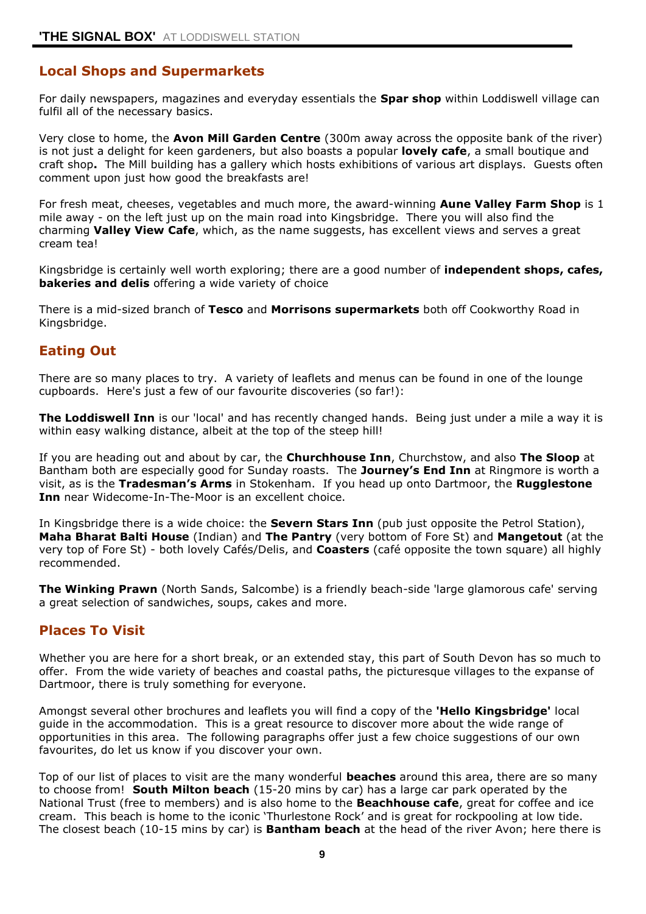## Local Shops and Supermarkets

For daily newspapers, magazines and everyday essentials the **Spar shop** within Loddiswell village can fulfil all of the necessary basics.

Very close to home, the **Avon Mill Garden Centre** (300m away across the opposite bank of the river) is not just a delight for keen gardeners, but also boasts a popular **lovely cafe**, a small boutique and craft shop**.** The Mill building has a gallery which hosts exhibitions of various art displays. Guests often comment upon just how good the breakfasts are!

For fresh meat, cheeses, vegetables and much more, the award-winning **Aune Valley Farm Shop** is 1 mile away - on the left just up on the main road into Kingsbridge. There you will also find the charming **Valley View Cafe**, which, as the name suggests, has excellent views and serves a great cream tea!

Kingsbridge is certainly well worth exploring; there are a good number of **independent shops, cafes, bakeries and delis** offering a wide variety of choice

There is a mid-sized branch of **Tesco** and **Morrisons supermarkets** both off Cookworthy Road in Kingsbridge.

## Eating Out

There are so many places to try. A variety of leaflets and menus can be found in one of the lounge cupboards. Here's just a few of our favourite discoveries (so far!):

**The Loddiswell Inn** is our 'local' and has recently changed hands. Being just under a mile a way it is within easy walking distance, albeit at the top of the steep hill!

If you are heading out and about by car, the **Churchhouse Inn**, Churchstow, and also **The Sloop** at Bantham both are especially good for Sunday roasts. The **Journey's End Inn** at Ringmore is worth a visit, as is the **Tradesman's Arms** in Stokenham. If you head up onto Dartmoor, the **Rugglestone Inn** near Widecome-In-The-Moor is an excellent choice.

In Kingsbridge there is a wide choice: the **Severn Stars Inn** (pub just opposite the Petrol Station), **Maha Bharat Balti House** (Indian) and **The Pantry** (very bottom of Fore St) and **Mangetout** (at the very top of Fore St) - both lovely Cafés/Delis, and **Coasters** (café opposite the town square) all highly recommended.

**The Winking Prawn** (North Sands, Salcombe) is a friendly beach-side 'large glamorous cafe' serving a great selection of sandwiches, soups, cakes and more.

## Places To Visit

Whether you are here for a short break, or an extended stay, this part of South Devon has so much to offer. From the wide variety of beaches and coastal paths, the picturesque villages to the expanse of Dartmoor, there is truly something for everyone.

Amongst several other brochures and leaflets you will find a copy of the **'Hello Kingsbridge'** local guide in the accommodation. This is a great resource to discover more about the wide range of opportunities in this area. The following paragraphs offer just a few choice suggestions of our own favourites, do let us know if you discover your own.

Top of our list of places to visit are the many wonderful **beaches** around this area, there are so many to choose from! **South Milton beach** (15-20 mins by car) has a large car park operated by the National Trust (free to members) and is also home to the **Beachhouse cafe**, great for coffee and ice cream. This beach is home to the iconic 'Thurlestone Rock' and is great for rockpooling at low tide. The closest beach (10-15 mins by car) is **Bantham beach** at the head of the river Avon; here there is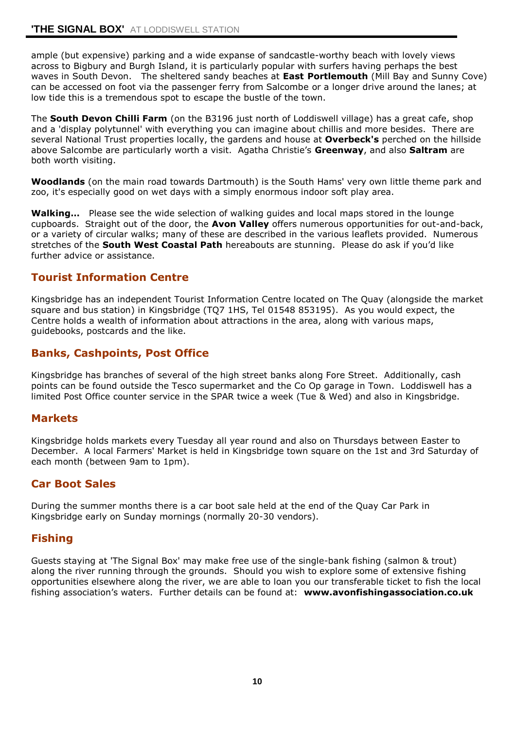ample (but expensive) parking and a wide expanse of sandcastle-worthy beach with lovely views across to Bigbury and Burgh Island, it is particularly popular with surfers having perhaps the best waves in South Devon. The sheltered sandy beaches at **East Portlemouth** (Mill Bay and Sunny Cove) can be accessed on foot via the passenger ferry from Salcombe or a longer drive around the lanes; at low tide this is a tremendous spot to escape the bustle of the town.

The **South Devon Chilli Farm** (on the B3196 just north of Loddiswell village) has a great cafe, shop and a 'display polytunnel' with everything you can imagine about chillis and more besides. There are several National Trust properties locally, the gardens and house at **Overbeck's** perched on the hillside above Salcombe are particularly worth a visit. Agatha Christie's **Greenway**, and also **Saltram** are both worth visiting.

**Woodlands** (on the main road towards Dartmouth) is the South Hams' very own little theme park and zoo, it's especially good on wet days with a simply enormous indoor soft play area.

**Walking…** Please see the wide selection of walking guides and local maps stored in the lounge cupboards. Straight out of the door, the **Avon Valley** offers numerous opportunities for out-and-back, or a variety of circular walks; many of these are described in the various leaflets provided. Numerous stretches of the **South West Coastal Path** hereabouts are stunning. Please do ask if you'd like further advice or assistance.

## Tourist Information Centre

Kingsbridge has an independent Tourist Information Centre located on The Quay (alongside the market square and bus station) in Kingsbridge (TQ7 1HS, Tel 01548 853195). As you would expect, the Centre holds a wealth of information about attractions in the area, along with various maps, guidebooks, postcards and the like.

## Banks, Cashpoints, Post Office

Kingsbridge has branches of several of the high street banks along Fore Street. Additionally, cash points can be found outside the Tesco supermarket and the Co Op garage in Town. Loddiswell has a limited Post Office counter service in the SPAR twice a week (Tue & Wed) and also in Kingsbridge.

## Markets

Kingsbridge holds markets every Tuesday all year round and also on Thursdays between Easter to December. A local Farmers' Market is held in Kingsbridge town square on the 1st and 3rd Saturday of each month (between 9am to 1pm).

## Car Boot Sales

During the summer months there is a car boot sale held at the end of the Quay Car Park in Kingsbridge early on Sunday mornings (normally 20-30 vendors).

## Fishing

Guests staying at 'The Signal Box' may make free use of the single-bank fishing (salmon & trout) along the river running through the grounds. Should you wish to explore some of extensive fishing opportunities elsewhere along the river, we are able to loan you our transferable ticket to fish the local fishing association's waters. Further details can be found at: **www.avonfishingassociation.co.uk**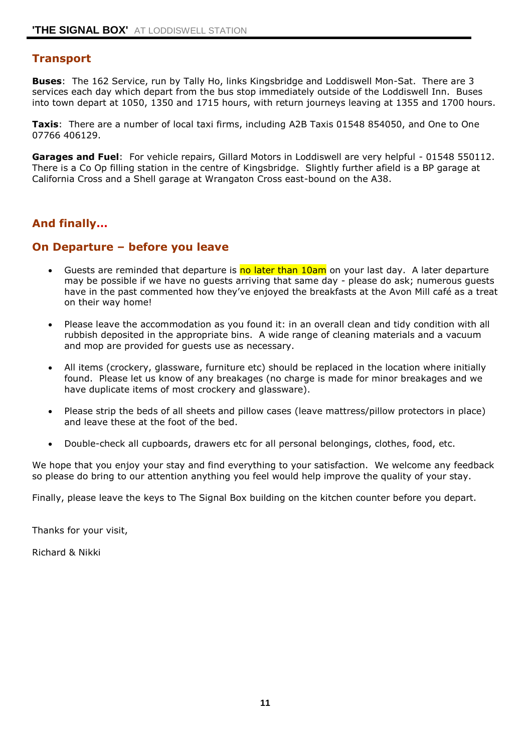## Transport

**Buses**: The 162 Service, run by Tally Ho, links Kingsbridge and Loddiswell Mon-Sat. There are 3 services each day which depart from the bus stop immediately outside of the Loddiswell Inn. Buses into town depart at 1050, 1350 and 1715 hours, with return journeys leaving at 1355 and 1700 hours.

**Taxis**: There are a number of local taxi firms, including A2B Taxis 01548 854050, and One to One 07766 406129.

**Garages and Fuel**: For vehicle repairs, Gillard Motors in Loddiswell are very helpful - 01548 550112. There is a Co Op filling station in the centre of Kingsbridge. Slightly further afield is a BP garage at California Cross and a Shell garage at Wrangaton Cross east-bound on the A38.

## And finally...

## On Departure – before you leave

- Guests are reminded that departure is no later than 10am on your last day. A later departure may be possible if we have no guests arriving that same day - please do ask; numerous guests have in the past commented how they've enjoyed the breakfasts at the Avon Mill café as a treat on their way home!
- Please leave the accommodation as you found it: in an overall clean and tidy condition with all rubbish deposited in the appropriate bins. A wide range of cleaning materials and a vacuum and mop are provided for guests use as necessary.
- All items (crockery, glassware, furniture etc) should be replaced in the location where initially found. Please let us know of any breakages (no charge is made for minor breakages and we have duplicate items of most crockery and glassware).
- Please strip the beds of all sheets and pillow cases (leave mattress/pillow protectors in place) and leave these at the foot of the bed.
- Double-check all cupboards, drawers etc for all personal belongings, clothes, food, etc.

We hope that you enjoy your stay and find everything to your satisfaction. We welcome any feedback so please do bring to our attention anything you feel would help improve the quality of your stay.

Finally, please leave the keys to The Signal Box building on the kitchen counter before you depart.

Thanks for your visit,

Richard & Nikki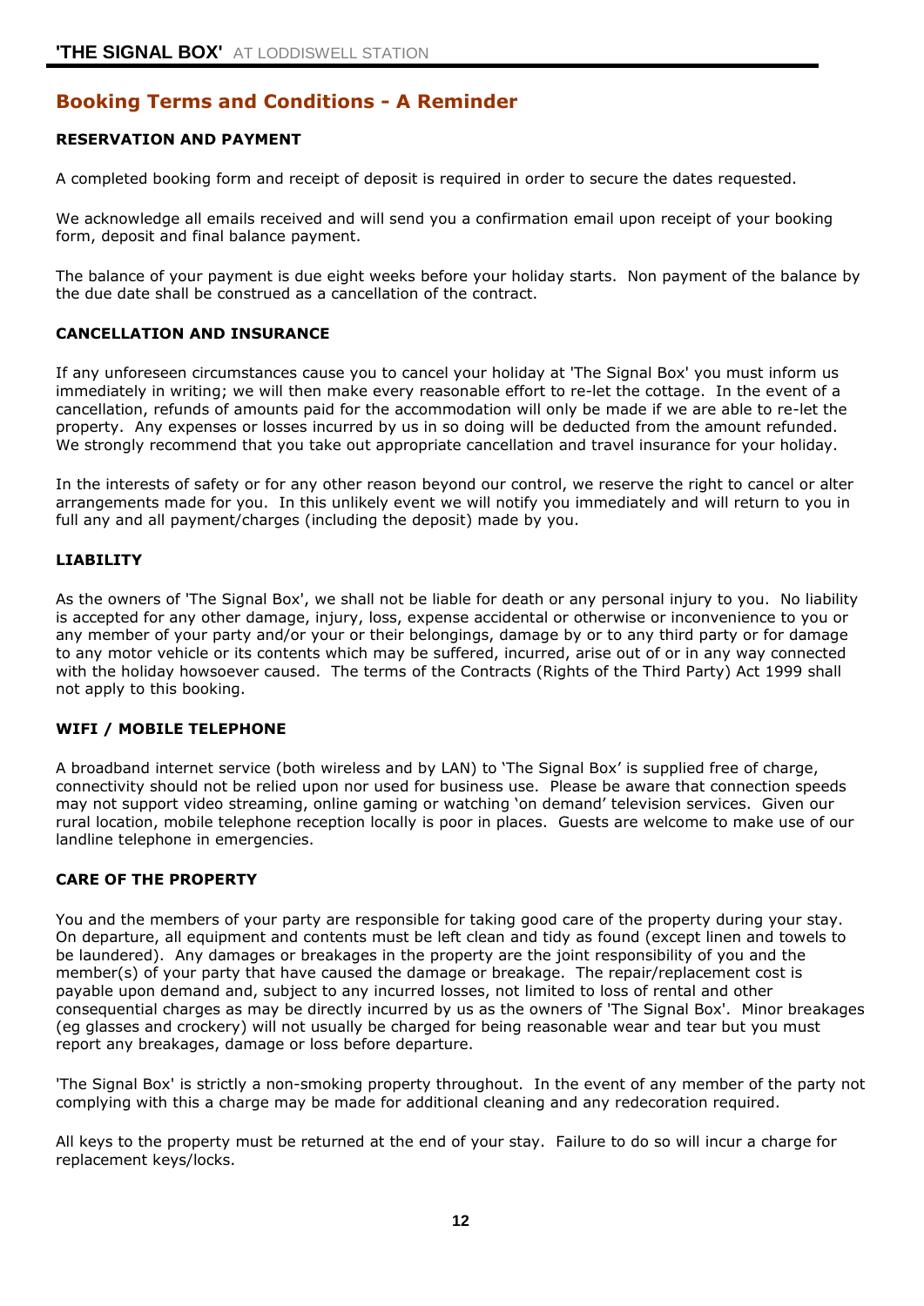## Booking Terms and Conditions - A Reminder

### RESERVATION AND PAYMENT

A completed booking form and receipt of deposit is required in order to secure the dates requested.

We acknowledge all emails received and will send you a confirmation email upon receipt of your booking form, deposit and final balance payment.

The balance of your payment is due eight weeks before your holiday starts.  Non payment of the balance by the due date shall be construed as a cancellation of the contract.

### CANCELLATION AND INSURANCE

If any unforeseen circumstances cause you to cancel your holiday at 'The Signal Box' you must inform us immediately in writing; we will then make every reasonable effort to re-let the cottage.  In the event of a cancellation, refunds of amounts paid for the accommodation will only be made if we are able to re-let the property.  Any expenses or losses incurred by us in so doing will be deducted from the amount refunded.  We strongly recommend that you take out appropriate cancellation and travel insurance for your holiday.

In the interests of safety or for any other reason beyond our control, we reserve the right to cancel or alter arrangements made for you.  In this unlikely event we will notify you immediately and will return to you in full any and all payment/charges (including the deposit) made by you.

### LIABILITY

As the owners of 'The Signal Box', we shall not be liable for death or any personal injury to you.  No liability is accepted for any other damage, injury, loss, expense accidental or otherwise or inconvenience to you or any member of your party and/or your or their belongings, damage by or to any third party or for damage to any motor vehicle or its contents which may be suffered, incurred, arise out of or in any way connected with the holiday howsoever caused.  The terms of the Contracts (Rights of the Third Party) Act 1999 shall not apply to this booking.

### WIFI / MOBILE TELEPHONE

A broadband internet service (both wireless and by LAN) to 'The Signal Box' is supplied free of charge, connectivity should not be relied upon nor used for business use.  Please be aware that connection speeds may not support video streaming, online gaming or watching 'on demand' television services.  Given our rural location, mobile telephone reception locally is poor in places.  Guests are welcome to make use of our landline telephone in emergencies.

### CARE OF THE PROPERTY

You and the members of your party are responsible for taking good care of the property during your stay.  On departure, all equipment and contents must be left clean and tidy as found (except linen and towels to be laundered).  Any damages or breakages in the property are the joint responsibility of you and the member(s) of your party that have caused the damage or breakage.  The repair/replacement cost is payable upon demand and, subject to any incurred losses, not limited to loss of rental and other consequential charges as may be directly incurred by us as the owners of 'The Signal Box'.  Minor breakages (eg glasses and crockery) will not usually be charged for being reasonable wear and tear but you must report any breakages, damage or loss before departure.

'The Signal Box' is strictly a non-smoking property throughout.  In the event of any member of the party not complying with this a charge may be made for additional cleaning and any redecoration required.

All keys to the property must be returned at the end of your stay.  Failure to do so will incur a charge for replacement keys/locks.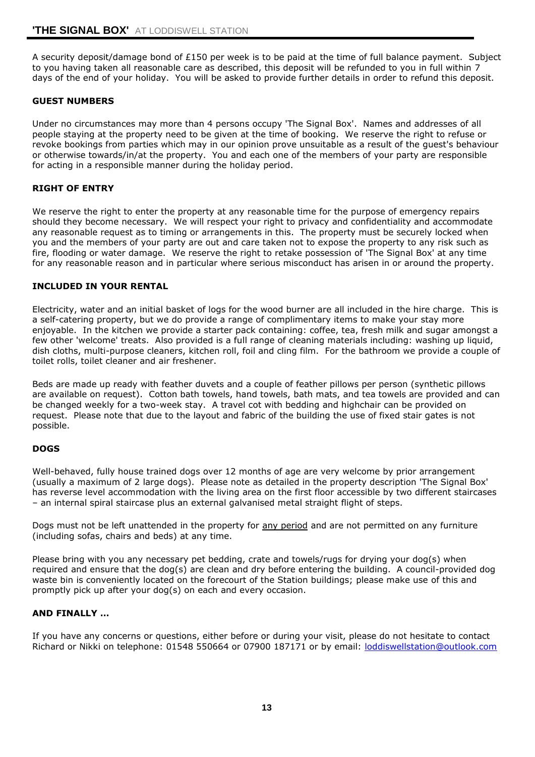A security deposit/damage bond of £150 per week is to be paid at the time of full balance payment. Subject to you having taken all reasonable care as described, this deposit will be refunded to you in full within 7 days of the end of your holiday. You will be asked to provide further details in order to refund this deposit.

### GUEST NUMBERS

Under no circumstances may more than 4 persons occupy 'The Signal Box'. Names and addresses of all people staying at the property need to be given at the time of booking. We reserve the right to refuse or revoke bookings from parties which may in our opinion prove unsuitable as a result of the guest's behaviour or otherwise towards/in/at the property. You and each one of the members of your party are responsible for acting in a responsible manner during the holiday period.

### RIGHT OF ENTRY

We reserve the right to enter the property at any reasonable time for the purpose of emergency repairs should they become necessary. We will respect your right to privacy and confidentiality and accommodate any reasonable request as to timing or arrangements in this. The property must be securely locked when you and the members of your party are out and care taken not to expose the property to any risk such as fire, flooding or water damage. We reserve the right to retake possession of 'The Signal Box' at any time for any reasonable reason and in particular where serious misconduct has arisen in or around the property.

### INCLUDED IN YOUR RENTAL

Electricity, water and an initial basket of logs for the wood burner are all included in the hire charge. This is a self-catering property, but we do provide a range of complimentary items to make your stay more enjoyable. In the kitchen we provide a starter pack containing: coffee, tea, fresh milk and sugar amongst a few other 'welcome' treats. Also provided is a full range of cleaning materials including: washing up liquid, dish cloths, multi-purpose cleaners, kitchen roll, foil and cling film. For the bathroom we provide a couple of toilet rolls, toilet cleaner and air freshener.

Beds are made up ready with feather duvets and a couple of feather pillows per person (synthetic pillows are available on request). Cotton bath towels, hand towels, bath mats, and tea towels are provided and can be changed weekly for a two-week stay. A travel cot with bedding and highchair can be provided on request. Please note that due to the layout and fabric of the building the use of fixed stair gates is not possible.

### DOGS

Well-behaved, fully house trained dogs over 12 months of age are very welcome by prior arrangement (usually a maximum of 2 large dogs). Please note as detailed in the property description 'The Signal Box' has reverse level accommodation with the living area on the first floor accessible by two different staircases – an internal spiral staircase plus an external galvanised metal straight flight of steps.

Dogs must not be left unattended in the property for any period and are not permitted on any furniture (including sofas, chairs and beds) at any time.

Please bring with you any necessary pet bedding, crate and towels/rugs for drying your dog(s) when required and ensure that the dog(s) are clean and dry before entering the building. A council-provided dog waste bin is conveniently located on the forecourt of the Station buildings; please make use of this and promptly pick up after your dog(s) on each and every occasion.

### AND FINALLY …

If you have any concerns or questions, either before or during your visit, please do not hesitate to contact Richard or Nikki on telephone: 01548 550664 or 07900 187171 or by email: loddiswellstation@outlook.com